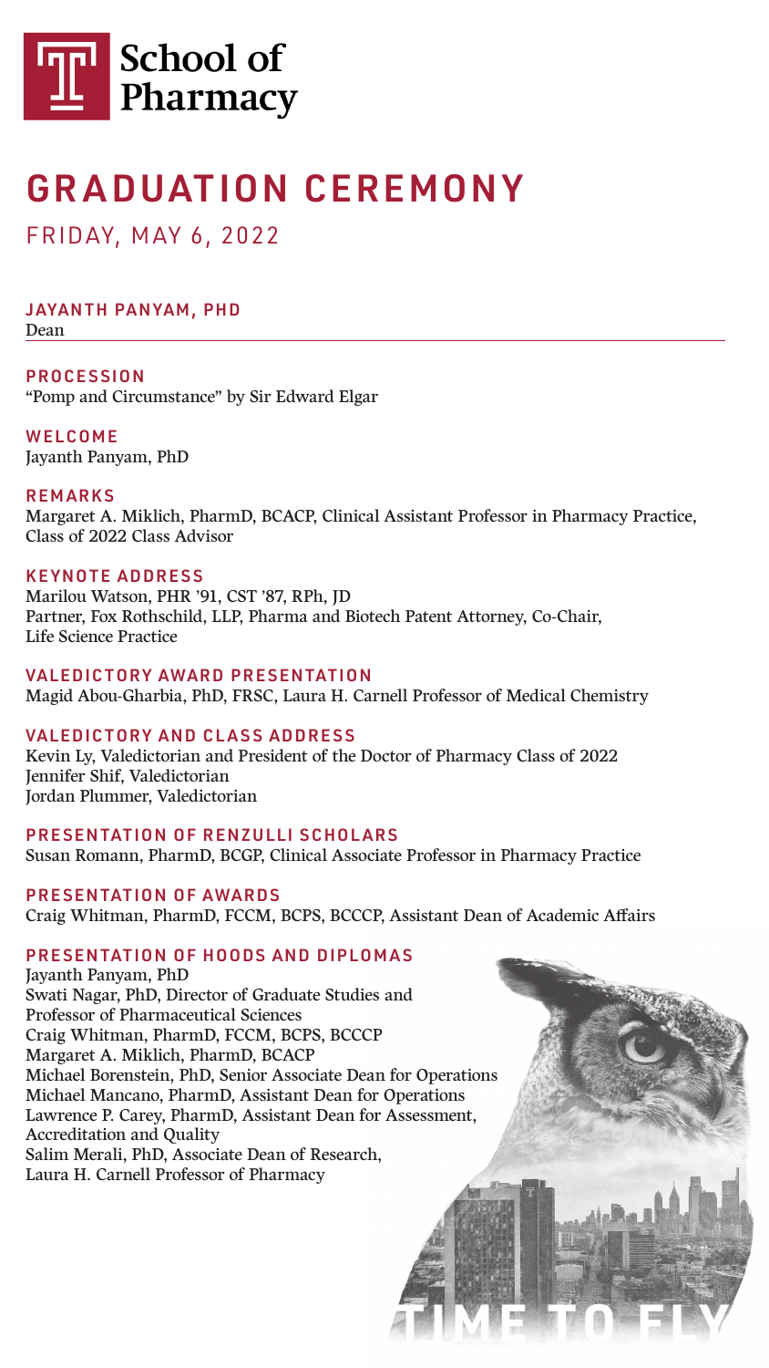School of Pharmacy

# GRADUATION CEREMONY

FRIDAY, MAY 6, 2022

## JAYANTH PANYAM, PHD

Dean

### PROCESSION

"Pomp and Circumstance" by Sir Edward Elgar

### WELCOME

Jayanth Panyam, PhD

### REMARKS

Margaret A. Miklich, PharmD, BCACP, Clinical Assistant Professor in Pharmacy Practice, Class of 2022 Class Advisor

### KEYNOTE ADDRESS

Marilou Watson, PHR '91, CST '87, RPh, JD
Partner, Fox Rothschild, LLP, Pharma and Biotech Patent Attorney, Co-Chair, Life Science Practice

### VALEDICTORY AWARD PRESENTATION

Magid Abou-Gharbia, PhD, FRSC, Laura H. Carnell Professor of Medical Chemistry

### VALEDICTORY AND CLASS ADDRESS

Kevin Ly, Valedictorian and President of the Doctor of Pharmacy Class of 2022
Jennifer Shif, Valedictorian
Jordan Plummer, Valedictorian

### PRESENTATION OF RENZULLI SCHOLARS

Susan Romann, PharmD, BCGP, Clinical Associate Professor in Pharmacy Practice

### PRESENTATION OF AWARDS

Craig Whitman, PharmD, FCCM, BCPS, BCCCP, Assistant Dean of Academic Affairs

### PRESENTATION OF HOODS AND DIPLOMAS

Jayanth Panyam, PhD
Swati Nagar, PhD, Director of Graduate Studies and Professor of Pharmaceutical Sciences
Craig Whitman, PharmD, FCCM, BCPS, BCCCP
Margaret A. Miklich, PharmD, BCACP
Michael Borenstein, PhD, Senior Associate Dean for Operations
Michael Mancano, PharmD, Assistant Dean for Operations
Lawrence P. Carey, PharmD, Assistant Dean for Assessment, Accreditation and Quality
Salim Merali, PhD, Associate Dean of Research, Laura H. Carnell Professor of Pharmacy

TIME TO FLY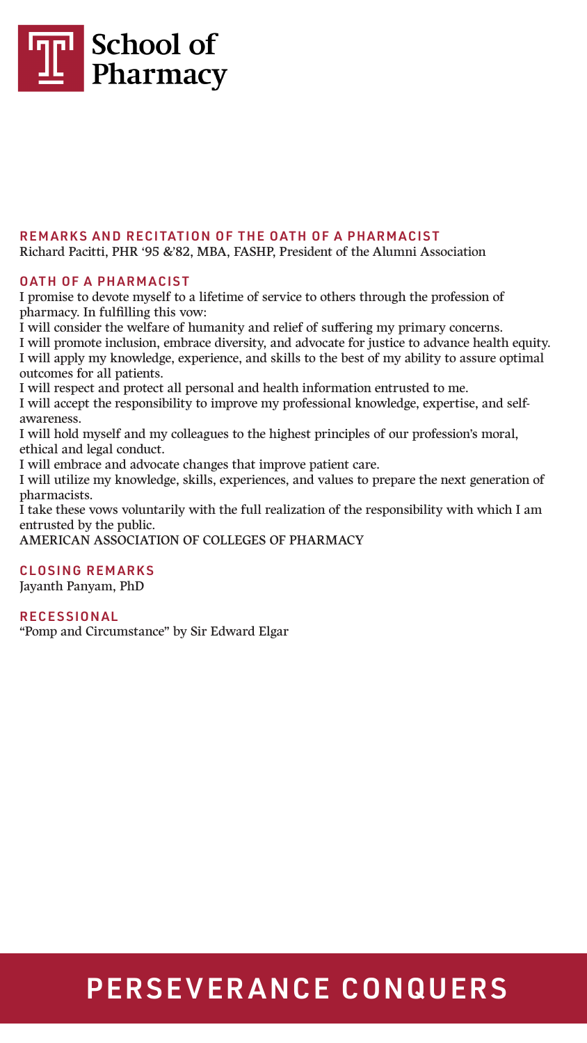# School of Pharmacy

## REMARKS AND RECITATION OF THE OATH OF A PHARMACIST

Richard Pacitti, PHR '95 &'82, MBA, FASHP, President of the Alumni Association

## OATH OF A PHARMACIST

I promise to devote myself to a lifetime of service to others through the profession of pharmacy. In fulfilling this vow:

I will consider the welfare of humanity and relief of suffering my primary concerns.

I will promote inclusion, embrace diversity, and advocate for justice to advance health equity.

I will apply my knowledge, experience, and skills to the best of my ability to assure optimal outcomes for all patients.

I will respect and protect all personal and health information entrusted to me.

I will accept the responsibility to improve my professional knowledge, expertise, and self-awareness.

I will hold myself and my colleagues to the highest principles of our profession's moral, ethical and legal conduct.

I will embrace and advocate changes that improve patient care.

I will utilize my knowledge, skills, experiences, and values to prepare the next generation of pharmacists.

I take these vows voluntarily with the full realization of the responsibility with which I am entrusted by the public.

AMERICAN ASSOCIATION OF COLLEGES OF PHARMACY

## CLOSING REMARKS

Jayanth Panyam, PhD

## RECESSIONAL

"Pomp and Circumstance" by Sir Edward Elgar

PERSEVERANCE CONQUERS